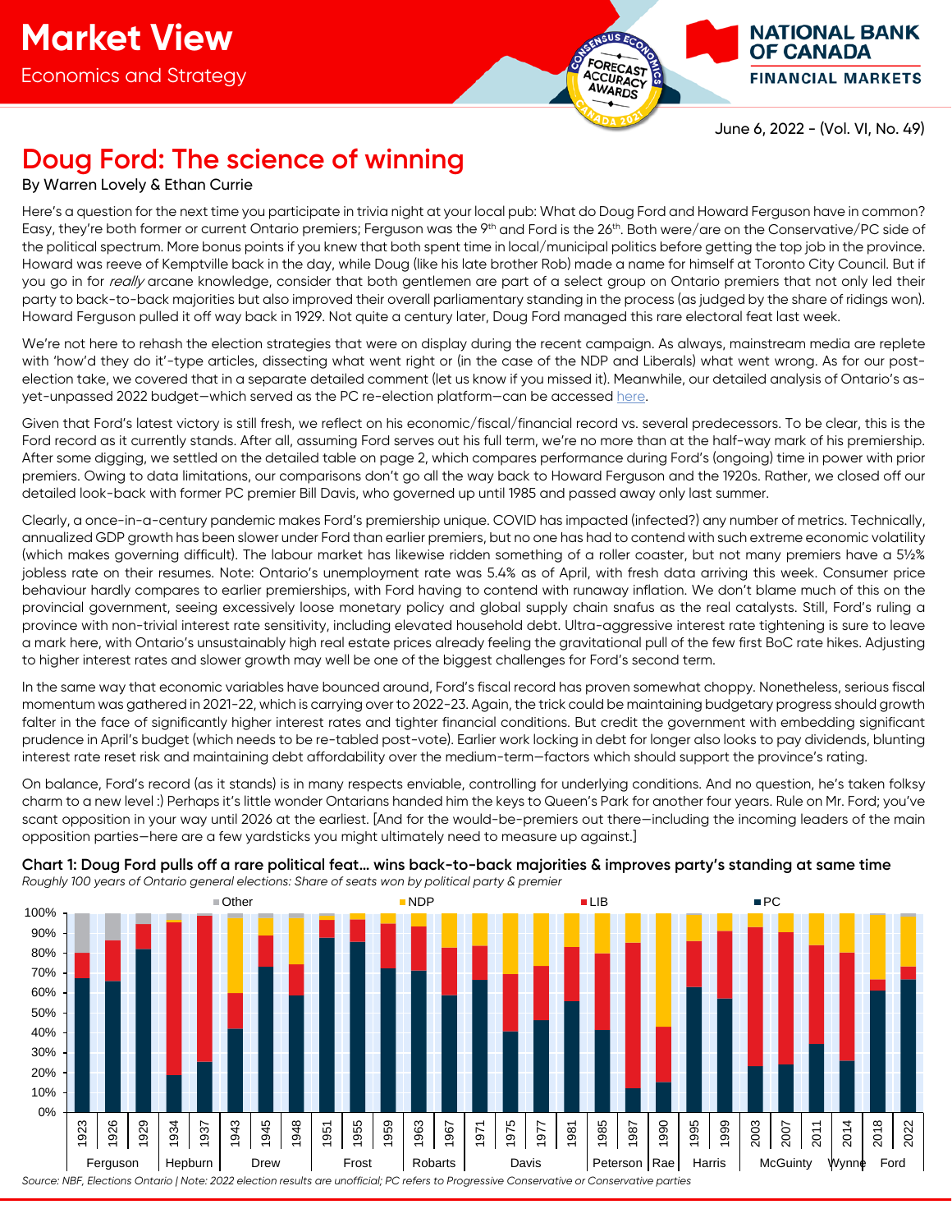# Market View

Economics and Strategy

June 6, 2022 - (Vol. VI, No. 49)

## Doug Ford: The science of winning

By Warren Lovely & Ethan Currie

Here's a question for the next time you participate in trivia night at your local pub: What do Doug Ford and Howard Ferguson have in common? Easy, they're both former or current Ontario premiers; Ferguson was the 9th and Ford is the 26th. Both were/are on the Conservative/PC side of the political spectrum. More bonus points if you knew that both spent time in local/municipal politics before getting the top job in the province. Howard was reeve of Kemptville back in the day, while Doug (like his late brother Rob) made a name for himself at Toronto City Council. But if you go in for *really* arcane knowledge, consider that both gentlemen are part of a select group on Ontario premiers that not only led their party to back-to-back majorities but also improved their overall parliamentary standing in the process (as judged by the share of ridings won). Howard Ferguson pulled it off way back in 1929. Not quite a century later, Doug Ford managed this rare electoral feat last week.

We're not here to rehash the election strategies that were on display during the recent campaign. As always, mainstream media are replete with 'how'd they do it'-type articles, dissecting what went right or (in the case of the NDP and Liberals) what went wrong. As for our post-election take, we covered that in a separate detailed comment (let us know if you missed it). Meanwhile, our detailed analysis of Ontario's as-yet-unpassed 2022 budget—which served as the PC re-election platform—can be accessed here.

Given that Ford's latest victory is still fresh, we reflect on his economic/fiscal/financial record vs. several predecessors. To be clear, this is the Ford record as it currently stands. After all, assuming Ford serves out his full term, we're no more than at the half-way mark of his premiership. After some digging, we settled on the detailed table on page 2, which compares performance during Ford's (ongoing) time in power with prior premiers. Owing to data limitations, our comparisons don't go all the way back to Howard Ferguson and the 1920s. Rather, we closed off our detailed look-back with former PC premier Bill Davis, who governed up until 1985 and passed away only last summer.

Clearly, a once-in-a-century pandemic makes Ford's premiership unique. COVID has impacted (infected?) any number of metrics. Technically, annualized GDP growth has been slower under Ford than earlier premiers, but no one has had to contend with such extreme economic volatility (which makes governing difficult). The labour market has likewise ridden something of a roller coaster, but not many premiers have a 5½% jobless rate on their resumes. Note: Ontario's unemployment rate was 5.4% as of April, with fresh data arriving this week. Consumer price behaviour hardly compares to earlier premierships, with Ford having to contend with runaway inflation. We don't blame much of this on the provincial government, seeing excessively loose monetary policy and global supply chain snafus as the real catalysts. Still, Ford's ruling a province with non-trivial interest rate sensitivity, including elevated household debt. Ultra-aggressive interest rate tightening is sure to leave a mark here, with Ontario's unsustainably high real estate prices already feeling the gravitational pull of the few first BoC rate hikes. Adjusting to higher interest rates and slower growth may well be one of the biggest challenges for Ford's second term.

In the same way that economic variables have bounced around, Ford's fiscal record has proven somewhat choppy. Nonetheless, serious fiscal momentum was gathered in 2021-22, which is carrying over to 2022-23. Again, the trick could be maintaining budgetary progress should growth falter in the face of significantly higher interest rates and tighter financial conditions. But credit the government with embedding significant prudence in April's budget (which needs to be re-tabled post-vote). Earlier work locking in debt for longer also looks to pay dividends, blunting interest rate reset risk and maintaining debt affordability over the medium-term—factors which should support the province's rating.

On balance, Ford's record (as it stands) is in many respects enviable, controlling for underlying conditions. And no question, he's taken folksy charm to a new level :) Perhaps it's little wonder Ontarians handed him the keys to Queen's Park for another four years. Rule on Mr. Ford; you've scant opposition in your way until 2026 at the earliest. [And for the would-be-premiers out there—including the incoming leaders of the main opposition parties—here are a few yardsticks you might ultimately need to measure up against.]

**Chart 1: Doug Ford pulls off a rare political feat… wins back-to-back majorities & improves party's standing at same time**

*Roughly 100 years of Ontario general elections: Share of seats won by political party & premier*

Source: NBF, Elections Ontario | Note: 2022 election results are unofficial; PC refers to Progressive Conservative or Conservative parties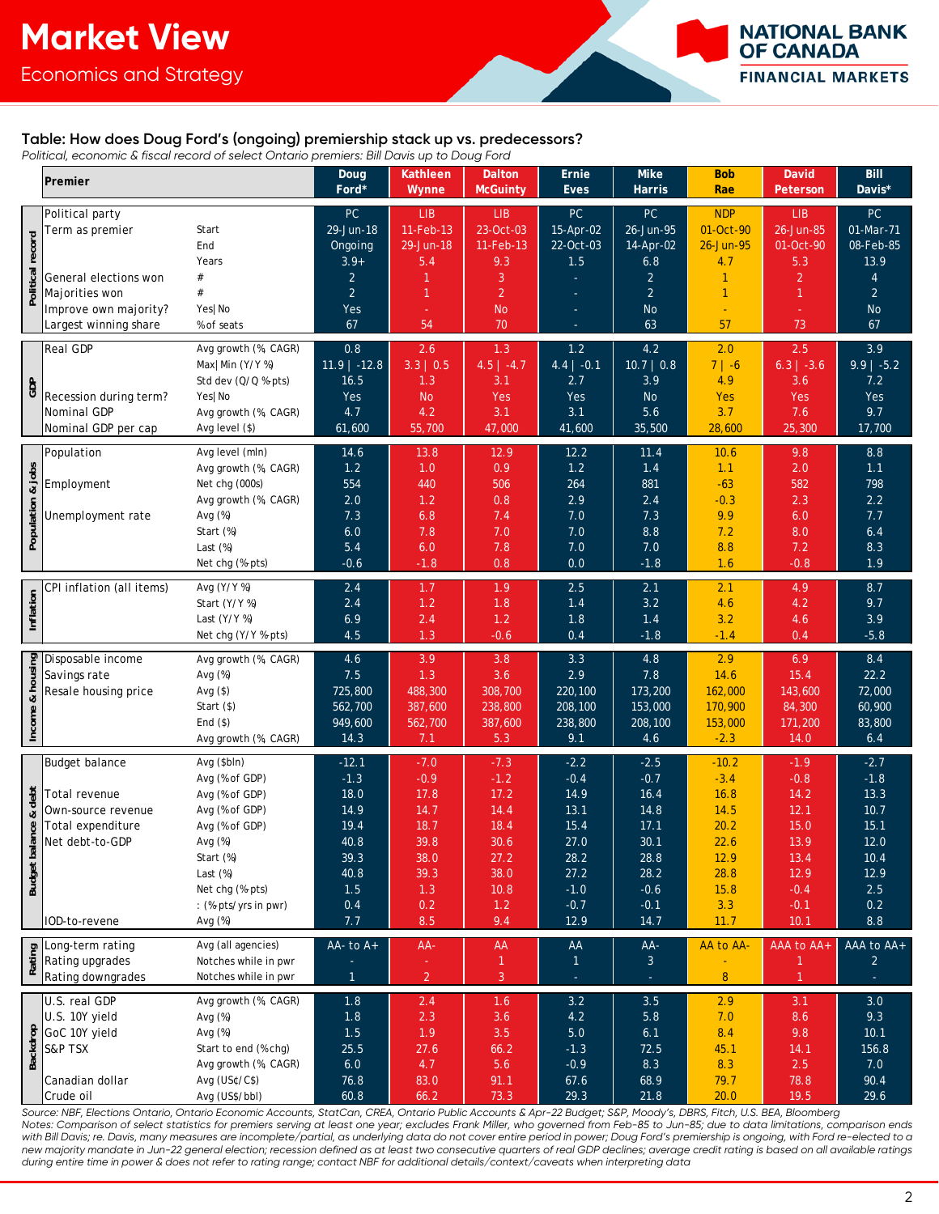## Table: How does Doug Ford's (ongoing) premiership stack up vs. predecessors?

*Political, economic & fiscal record of select Ontario premiers: Bill Davis up to Doug Ford*

| Section | Premier | | Doug Ford* | Kathleen Wynne | Dalton McGuinty | Ernie Eves | Mike Harris | Bob Rae | David Peterson | Bill Davis* |
|---|---|---|---|---|---|---|---|---|---|---|
| Political record | Political party | | PC | LIB | LIB | PC | PC | NDP | LIB | PC |
| | Term as premier | Start | 29-Jun-18 | 11-Feb-13 | 23-Oct-03 | 15-Apr-02 | 26-Jun-95 | 01-Oct-90 | 26-Jun-85 | 01-Mar-71 |
| | | End | Ongoing | 29-Jun-18 | 11-Feb-13 | 22-Oct-03 | 14-Apr-02 | 26-Jun-95 | 01-Oct-90 | 08-Feb-85 |
| | | Years | 3.9+ | 5.4 | 9.3 | 1.5 | 6.8 | 4.7 | 5.3 | 13.9 |
| | General elections won | # | 2 | 1 | 3 | - | 2 | 1 | 2 | 4 |
| | Majorities won | # | 2 | 1 | 2 | - | 2 | 1 | 1 | 2 |
| | Improve own majority? | Yes\| No | Yes | - | No | - | No | - | - | No |
| | Largest winning share | % of seats | 67 | 54 | 70 | - | 63 | 57 | 73 | 67 |
| GDP | Real GDP | Avg growth (% CAGR) | 0.8 | 2.6 | 1.3 | 1.2 | 4.2 | 2.0 | 2.5 | 3.9 |
| | | Max\| Min (Y/Y %) | 11.9 \| -12.8 | 3.3 \| 0.5 | 4.5 \| -4.7 | 4.4 \| -0.1 | 10.7 \| 0.8 | 7 \| -6 | 6.3 \| -3.6 | 9.9 \| -5.2 |
| | | Std dev (Q/Q %-pts) | 16.5 | 1.3 | 3.1 | 2.7 | 3.9 | 4.9 | 3.6 | 7.2 |
| | Recession during term? | Yes\| No | Yes | No | Yes | Yes | No | Yes | Yes | Yes |
| | Nominal GDP | Avg growth (% CAGR) | 4.7 | 4.2 | 3.1 | 3.1 | 5.6 | 3.7 | 7.6 | 9.7 |
| | Nominal GDP per cap | Avg level ($) | 61,600 | 55,700 | 47,000 | 41,600 | 35,500 | 28,600 | 25,300 | 17,700 |
| Population & Jobs | Population | Avg level (mln) | 14.6 | 13.8 | 12.9 | 12.2 | 11.4 | 10.6 | 9.8 | 8.8 |
| | | Avg growth (% CAGR) | 1.2 | 1.0 | 0.9 | 1.2 | 1.4 | 1.1 | 2.0 | 1.1 |
| | Employment | Net chg (000s) | 554 | 440 | 506 | 264 | 881 | -63 | 582 | 798 |
| | | Avg growth (% CAGR) | 2.0 | 1.2 | 0.8 | 2.9 | 2.4 | -0.3 | 2.3 | 2.2 |
| | Unemployment rate | Avg (%) | 7.3 | 6.8 | 7.4 | 7.0 | 7.3 | 9.9 | 6.0 | 7.7 |
| | | Start (%) | 6.0 | 7.8 | 7.0 | 7.0 | 8.8 | 7.2 | 8.0 | 6.4 |
| | | Last (%) | 5.4 | 6.0 | 7.8 | 7.0 | 7.0 | 8.8 | 7.2 | 8.3 |
| | | Net chg (%-pts) | -0.6 | -1.8 | 0.8 | 0.0 | -1.8 | 1.6 | -0.8 | 1.9 |
| Inflation | CPI inflation (all items) | Avg (Y/Y %) | 2.4 | 1.7 | 1.9 | 2.5 | 2.1 | 2.1 | 4.9 | 8.7 |
| | | Start (Y/Y %) | 2.4 | 1.2 | 1.8 | 1.4 | 3.2 | 4.6 | 4.2 | 9.7 |
| | | Last (Y/Y %) | 6.9 | 2.4 | 1.2 | 1.8 | 1.4 | 3.2 | 4.6 | 3.9 |
| | | Net chg (Y/Y %-pts) | 4.5 | 1.3 | -0.6 | 0.4 | -1.8 | -1.4 | 0.4 | -5.8 |
| Income & housing | Disposable income | Avg growth (% CAGR) | 4.6 | 3.9 | 3.8 | 3.3 | 4.8 | 2.9 | 6.9 | 8.4 |
| | Savings rate | Avg (%) | 7.5 | 1.3 | 3.6 | 2.9 | 7.8 | 14.6 | 15.4 | 22.2 |
| | Resale housing price | Avg ($) | 725,800 | 488,300 | 308,700 | 220,100 | 173,200 | 162,000 | 143,600 | 72,000 |
| | | Start ($) | 562,700 | 387,600 | 238,800 | 208,100 | 153,000 | 170,900 | 84,300 | 60,900 |
| | | End ($) | 949,600 | 562,700 | 387,600 | 238,800 | 208,100 | 153,000 | 171,200 | 83,800 |
| | | Avg growth (% CAGR) | 14.3 | 7.1 | 5.3 | 9.1 | 4.6 | -2.3 | 14.0 | 6.4 |
| Budget balance & debt | Budget balance | Avg ($bln) | -12.1 | -7.0 | -7.3 | -2.2 | -2.5 | -10.2 | -1.9 | -2.7 |
| | | Avg (% of GDP) | -1.3 | -0.9 | -1.2 | -0.4 | -0.7 | -3.4 | -0.8 | -1.8 |
| | Total revenue | Avg (% of GDP) | 18.0 | 17.8 | 17.2 | 14.9 | 16.4 | 16.8 | 14.2 | 13.3 |
| | Own-source revenue | Avg (% of GDP) | 14.9 | 14.7 | 14.4 | 13.1 | 14.8 | 14.5 | 12.1 | 10.7 |
| | Total expenditure | Avg (% of GDP) | 19.4 | 18.7 | 18.4 | 15.4 | 17.1 | 20.2 | 15.0 | 15.1 |
| | Net debt-to-GDP | Avg (%) | 40.8 | 39.8 | 30.6 | 27.0 | 30.1 | 22.6 | 13.9 | 12.0 |
| | | Start (%) | 39.3 | 38.0 | 27.2 | 28.2 | 28.8 | 12.9 | 13.4 | 10.4 |
| | | Last (%) | 40.8 | 39.3 | 38.0 | 27.2 | 28.2 | 28.8 | 12.9 | 12.9 |
| | | Net chg (%-pts) | 1.5 | 1.3 | 10.8 | -1.0 | -0.6 | 15.8 | -0.4 | 2.5 |
| | | : (%-pts/ yrs in pwr) | 0.4 | 0.2 | 1.2 | -0.7 | -0.1 | 3.3 | -0.1 | 0.2 |
| | IOD-to-revene | Avg (%) | 7.7 | 8.5 | 9.4 | 12.9 | 14.7 | 11.7 | 10.1 | 8.8 |
| Rating | Long-term rating | Avg (all agencies) | AA- to A+ | AA- | AA | AA | AA- | AA to AA- | AAA to AA+ | AAA to AA+ |
| | Rating upgrades | Notches while in pwr | - | - | 1 | 1 | 3 | - | 1 | 2 |
| | Rating downgrades | Notches while in pwr | 1 | 2 | 3 | - | - | 8 | 1 | - |
| Backdrop | U.S. real GDP | Avg growth (% CAGR) | 1.8 | 2.4 | 1.6 | 3.2 | 3.5 | 2.9 | 3.1 | 3.0 |
| | U.S. 10Y yield | Avg (%) | 1.8 | 2.3 | 3.6 | 4.2 | 5.8 | 7.0 | 8.6 | 9.3 |
| | GoC 10Y yield | Avg (%) | 1.5 | 1.9 | 3.5 | 5.0 | 6.1 | 8.4 | 9.8 | 10.1 |
| | S&P TSX | Start to end (%chg) | 25.5 | 27.6 | 66.2 | -1.3 | 72.5 | 45.1 | 14.1 | 156.8 |
| | | Avg growth (% CAGR) | 6.0 | 4.7 | 5.6 | -0.9 | 8.3 | 8.3 | 2.5 | 7.0 |
| | Canadian dollar | Avg (US¢/C$) | 76.8 | 83.0 | 91.1 | 67.6 | 68.9 | 79.7 | 78.8 | 90.4 |
| | Crude oil | Avg (US$/bbl) | 60.8 | 66.2 | 73.3 | 29.3 | 21.8 | 20.0 | 19.5 | 29.6 |

*Source: NBF, Elections Ontario, Ontario Economic Accounts, StatCan, CREA, Ontario Public Accounts & Apr-22 Budget; S&P, Moody's, DBRS, Fitch, U.S. BEA, Bloomberg*

*Notes: Comparison of select statistics for premiers serving at least one year; excludes Frank Miller, who governed from Feb-85 to Jun-85; due to data limitations, comparison ends with Bill Davis; re. Davis, many measures are incomplete/partial, as underlying data do not cover entire period in power; Doug Ford's premiership is ongoing, with Ford re-elected to a new majority mandate in Jun-22 general election; recession defined as at least two consecutive quarters of real GDP declines; average credit rating is based on all available ratings during entire time in power & does not refer to rating range; contact NBF for additional details/context/caveats when interpreting data*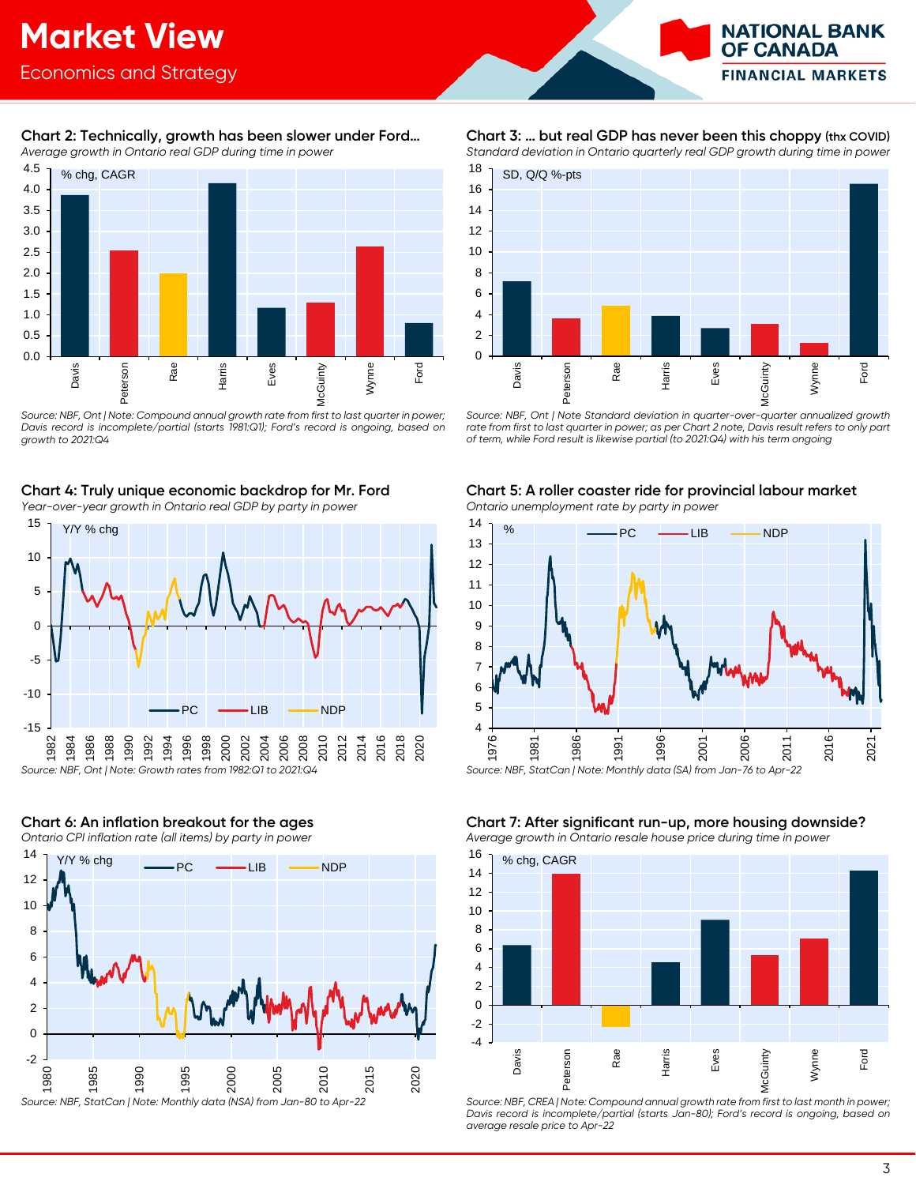### Chart 2: Technically, growth has been slower under Ford...

*Average growth in Ontario real GDP during time in power*

% chg, CAGR

| Premier | Value |
|---|---|
| Davis | 3.9 |
| Peterson | 2.5 |
| Rae | 2.0 |
| Harris | 4.1 |
| Eves | 1.2 |
| McGuinty | 1.3 |
| Wynne | 2.6 |
| Ford | 0.8 |

*Source: NBF, Ont | Note: Compound annual growth rate from first to last quarter in power; Davis record is incomplete/partial (starts 1981:Q1); Ford's record is ongoing, based on growth to 2021:Q4*

### Chart 3: ... but real GDP has never been this choppy (thx COVID)

*Standard deviation in Ontario quarterly real GDP growth during time in power*

SD, Q/Q %-pts

| Premier | Value |
|---|---|
| Davis | 7.2 |
| Peterson | 3.6 |
| Rae | 4.8 |
| Harris | 3.8 |
| Eves | 2.7 |
| McGuinty | 3.1 |
| Wynne | 1.3 |
| Ford | 16.5 |

*Source: NBF, Ont | Note Standard deviation in quarter-over-quarter annualized growth rate from first to last quarter in power; as per Chart 2 note, Davis result refers to only part of term, while Ford result is likewise partial (to 2021:Q4) with his term ongoing*

### Chart 4: Truly unique economic backdrop for Mr. Ford

*Year-over-year growth in Ontario real GDP by party in power*

Y/Y % chg — PC, LIB, NDP

*Source: NBF, Ont | Note: Growth rates from 1982:Q1 to 2021:Q4*

### Chart 5: A roller coaster ride for provincial labour market

*Ontario unemployment rate by party in power*

% — PC, LIB, NDP

*Source: NBF, StatCan | Note: Monthly data (SA) from Jan-76 to Apr-22*

### Chart 6: An inflation breakout for the ages

*Ontario CPI inflation rate (all items) by party in power*

Y/Y % chg — PC, LIB, NDP

*Source: NBF, StatCan | Note: Monthly data (NSA) from Jan-80 to Apr-22*

### Chart 7: After significant run-up, more housing downside?

*Average growth in Ontario resale house price during time in power*

% chg, CAGR

| Premier | Value |
|---|---|
| Davis | 6.3 |
| Peterson | 13.9 |
| Rae | -2.3 |
| Harris | 4.5 |
| Eves | 9.0 |
| McGuinty | 5.2 |
| Wynne | 7.0 |
| Ford | 14.2 |

*Source: NBF, CREA | Note: Compound annual growth rate from first to last month in power; Davis record is incomplete/partial (starts Jan-80); Ford's record is ongoing, based on average resale price to Apr-22*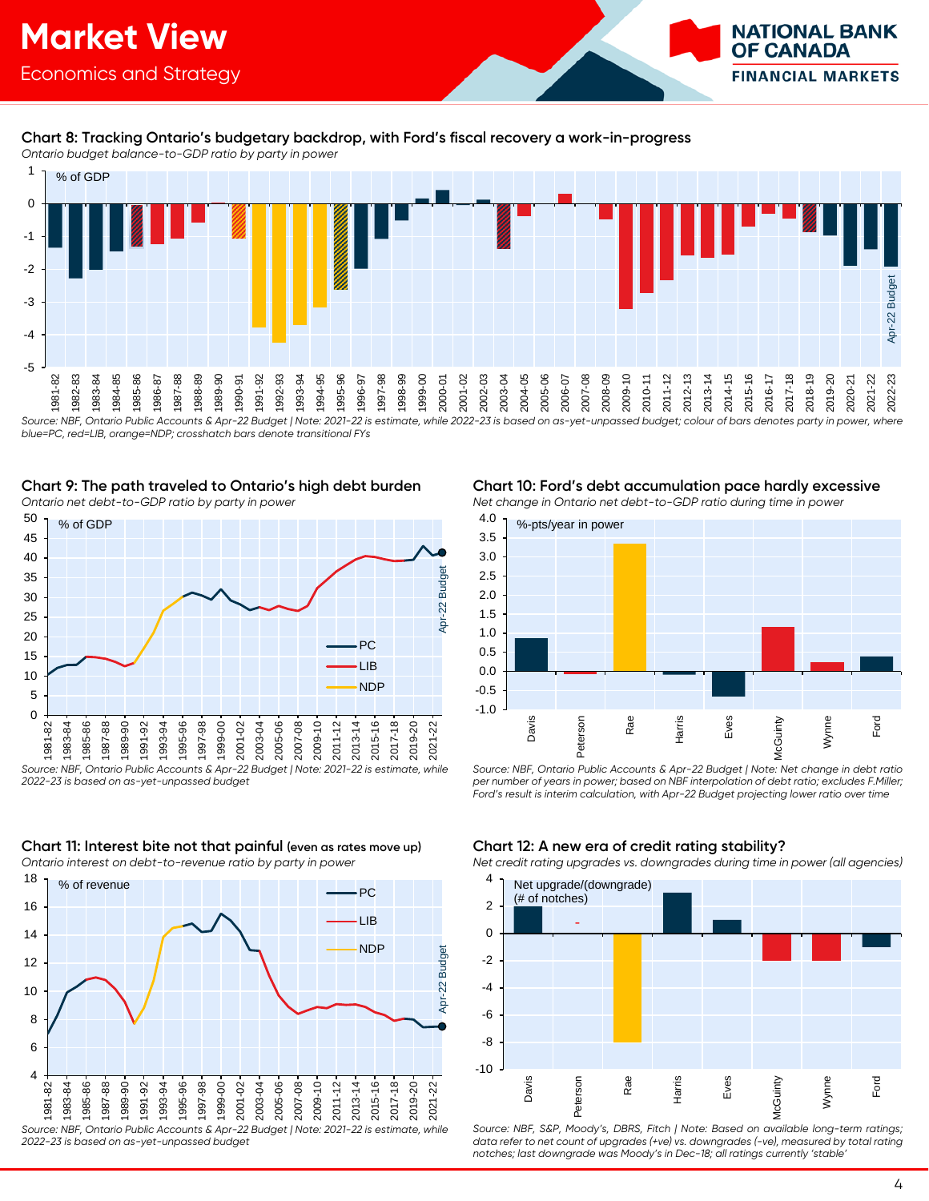**Chart 8: Tracking Ontario's budgetary backdrop, with Ford's fiscal recovery a work-in-progress**

*Ontario budget balance-to-GDP ratio by party in power*

*Source: NBF, Ontario Public Accounts & Apr-22 Budget | Note: 2021-22 is estimate, while 2022-23 is based on as-yet-unpassed budget; colour of bars denotes party in power, where blue=PC, red=LIB, orange=NDP; crosshatch bars denote transitional FYs*

**Chart 9: The path traveled to Ontario's high debt burden**

*Ontario net debt-to-GDP ratio by party in power*

*Source: NBF, Ontario Public Accounts & Apr-22 Budget | Note: 2021-22 is estimate, while 2022-23 is based on as-yet-unpassed budget*

**Chart 10: Ford's debt accumulation pace hardly excessive**

*Net change in Ontario net debt-to-GDP ratio during time in power*

*Source: NBF, Ontario Public Accounts & Apr-22 Budget | Note: Net change in debt ratio per number of years in power; based on NBF interpolation of debt ratio; excludes F.Miller; Ford's result is interim calculation, with Apr-22 Budget projecting lower ratio over time*

**Chart 11: Interest bite not that painful (even as rates move up)**

*Ontario interest on debt-to-revenue ratio by party in power*

*Source: NBF, Ontario Public Accounts & Apr-22 Budget | Note: 2021-22 is estimate, while 2022-23 is based on as-yet-unpassed budget*

**Chart 12: A new era of credit rating stability?**

*Net credit rating upgrades vs. downgrades during time in power (all agencies)*

*Source: NBF, S&P, Moody's, DBRS, Fitch | Note: Based on available long-term ratings; data refer to net count of upgrades (+ve) vs. downgrades (-ve), measured by total rating notches; last downgrade was Moody's in Dec-18; all ratings currently 'stable'*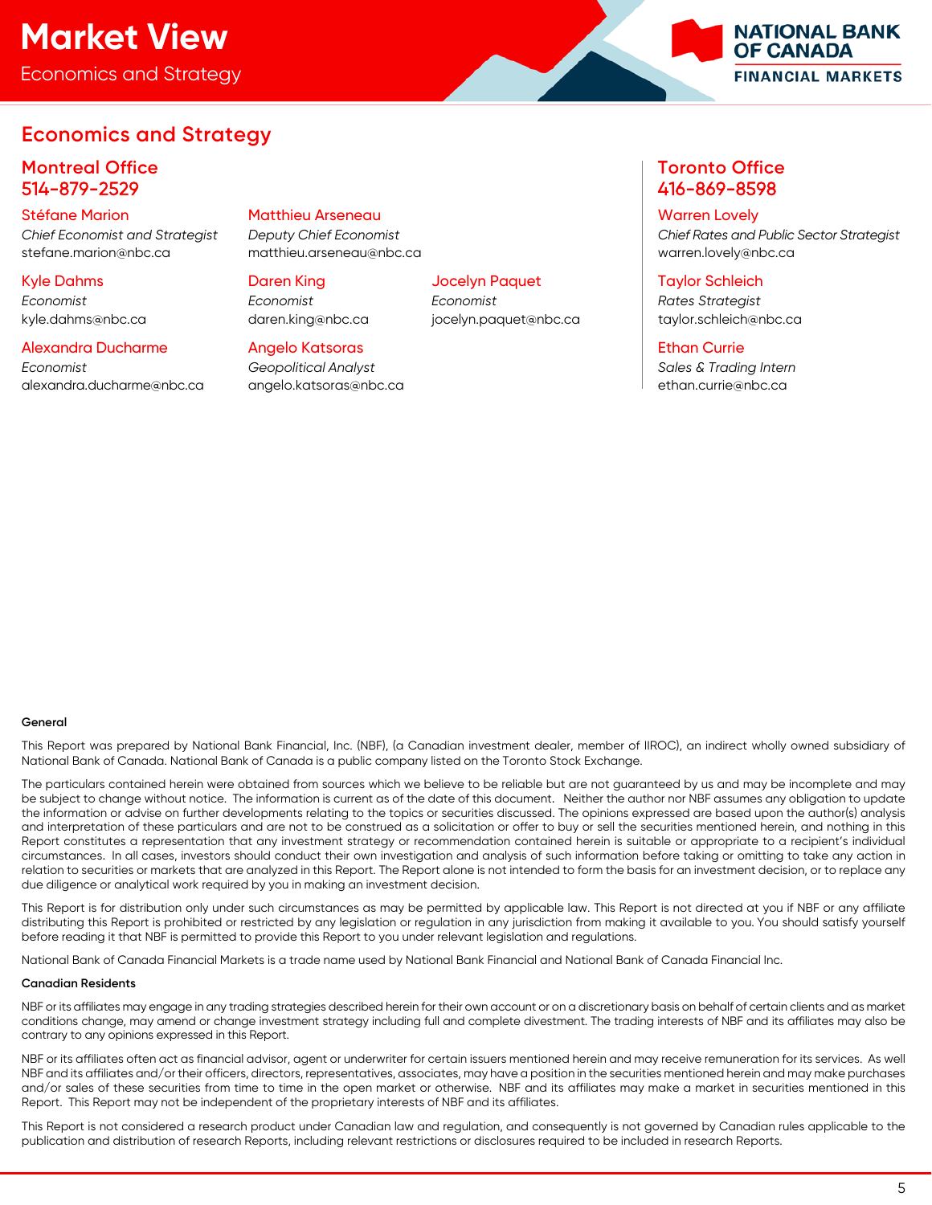# Economics and Strategy

## Montreal Office
## 514-879-2529

**Stéfane Marion**
*Chief Economist and Strategist*
stefane.marion@nbc.ca

**Matthieu Arseneau**
*Deputy Chief Economist*
matthieu.arseneau@nbc.ca

**Kyle Dahms**
*Economist*
kyle.dahms@nbc.ca

**Daren King**
*Economist*
daren.king@nbc.ca

**Jocelyn Paquet**
*Economist*
jocelyn.paquet@nbc.ca

**Alexandra Ducharme**
*Economist*
alexandra.ducharme@nbc.ca

**Angelo Katsoras**
*Geopolitical Analyst*
angelo.katsoras@nbc.ca

## Toronto Office
## 416-869-8598

**Warren Lovely**
*Chief Rates and Public Sector Strategist*
warren.lovely@nbc.ca

**Taylor Schleich**
*Rates Strategist*
taylor.schleich@nbc.ca

**Ethan Currie**
*Sales & Trading Intern*
ethan.currie@nbc.ca

**General**

This Report was prepared by National Bank Financial, Inc. (NBF), (a Canadian investment dealer, member of IIROC), an indirect wholly owned subsidiary of National Bank of Canada. National Bank of Canada is a public company listed on the Toronto Stock Exchange.

The particulars contained herein were obtained from sources which we believe to be reliable but are not guaranteed by us and may be incomplete and may be subject to change without notice. The information is current as of the date of this document. Neither the author nor NBF assumes any obligation to update the information or advise on further developments relating to the topics or securities discussed. The opinions expressed are based upon the author(s) analysis and interpretation of these particulars and are not to be construed as a solicitation or offer to buy or sell the securities mentioned herein, and nothing in this Report constitutes a representation that any investment strategy or recommendation contained herein is suitable or appropriate to a recipient's individual circumstances. In all cases, investors should conduct their own investigation and analysis of such information before taking or omitting to take any action in relation to securities or markets that are analyzed in this Report. The Report alone is not intended to form the basis for an investment decision, or to replace any due diligence or analytical work required by you in making an investment decision.

This Report is for distribution only under such circumstances as may be permitted by applicable law. This Report is not directed at you if NBF or any affiliate distributing this Report is prohibited or restricted by any legislation or regulation in any jurisdiction from making it available to you. You should satisfy yourself before reading it that NBF is permitted to provide this Report to you under relevant legislation and regulations.

National Bank of Canada Financial Markets is a trade name used by National Bank Financial and National Bank of Canada Financial Inc.

**Canadian Residents**

NBF or its affiliates may engage in any trading strategies described herein for their own account or on a discretionary basis on behalf of certain clients and as market conditions change, may amend or change investment strategy including full and complete divestment. The trading interests of NBF and its affiliates may also be contrary to any opinions expressed in this Report.

NBF or its affiliates often act as financial advisor, agent or underwriter for certain issuers mentioned herein and may receive remuneration for its services. As well NBF and its affiliates and/or their officers, directors, representatives, associates, may have a position in the securities mentioned herein and may make purchases and/or sales of these securities from time to time in the open market or otherwise. NBF and its affiliates may make a market in securities mentioned in this Report. This Report may not be independent of the proprietary interests of NBF and its affiliates.

This Report is not considered a research product under Canadian law and regulation, and consequently is not governed by Canadian rules applicable to the publication and distribution of research Reports, including relevant restrictions or disclosures required to be included in research Reports.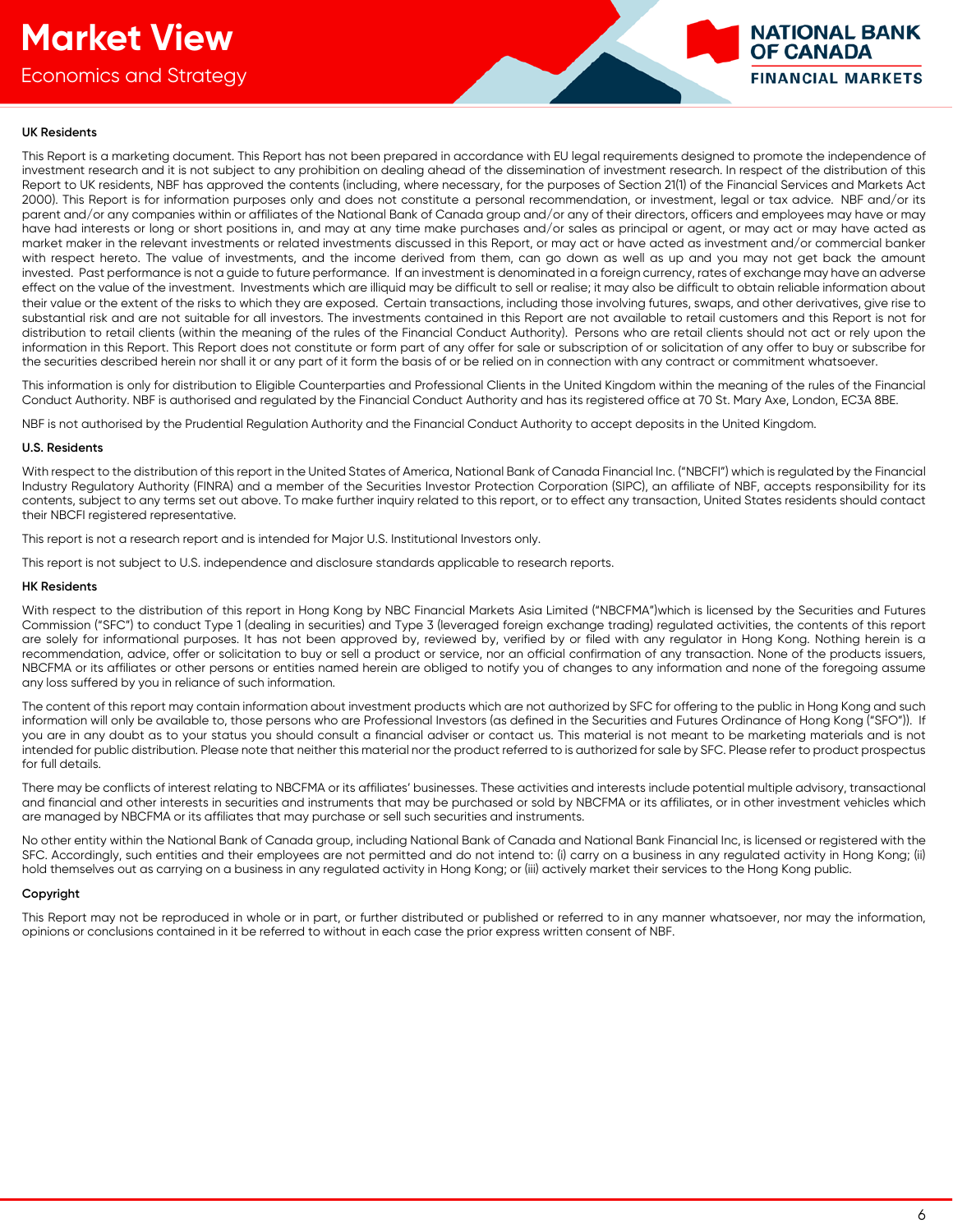**UK Residents**

This Report is a marketing document. This Report has not been prepared in accordance with EU legal requirements designed to promote the independence of investment research and it is not subject to any prohibition on dealing ahead of the dissemination of investment research. In respect of the distribution of this Report to UK residents, NBF has approved the contents (including, where necessary, for the purposes of Section 21(1) of the Financial Services and Markets Act 2000). This Report is for information purposes only and does not constitute a personal recommendation, or investment, legal or tax advice. NBF and/or its parent and/or any companies within or affiliates of the National Bank of Canada group and/or any of their directors, officers and employees may have or may have had interests or long or short positions in, and may at any time make purchases and/or sales as principal or agent, or may act or may have acted as market maker in the relevant investments or related investments discussed in this Report, or may act or have acted as investment and/or commercial banker with respect hereto. The value of investments, and the income derived from them, can go down as well as up and you may not get back the amount invested. Past performance is not a guide to future performance. If an investment is denominated in a foreign currency, rates of exchange may have an adverse effect on the value of the investment. Investments which are illiquid may be difficult to sell or realise; it may also be difficult to obtain reliable information about their value or the extent of the risks to which they are exposed. Certain transactions, including those involving futures, swaps, and other derivatives, give rise to substantial risk and are not suitable for all investors. The investments contained in this Report are not available to retail customers and this Report is not for distribution to retail clients (within the meaning of the rules of the Financial Conduct Authority). Persons who are retail clients should not act or rely upon the information in this Report. This Report does not constitute or form part of any offer for sale or subscription of or solicitation of any offer to buy or subscribe for the securities described herein nor shall it or any part of it form the basis of or be relied on in connection with any contract or commitment whatsoever.

This information is only for distribution to Eligible Counterparties and Professional Clients in the United Kingdom within the meaning of the rules of the Financial Conduct Authority. NBF is authorised and regulated by the Financial Conduct Authority and has its registered office at 70 St. Mary Axe, London, EC3A 8BE.

NBF is not authorised by the Prudential Regulation Authority and the Financial Conduct Authority to accept deposits in the United Kingdom.

**U.S. Residents**

With respect to the distribution of this report in the United States of America, National Bank of Canada Financial Inc. ("NBCFI") which is regulated by the Financial Industry Regulatory Authority (FINRA) and a member of the Securities Investor Protection Corporation (SIPC), an affiliate of NBF, accepts responsibility for its contents, subject to any terms set out above. To make further inquiry related to this report, or to effect any transaction, United States residents should contact their NBCFI registered representative.

This report is not a research report and is intended for Major U.S. Institutional Investors only.

This report is not subject to U.S. independence and disclosure standards applicable to research reports.

**HK Residents**

With respect to the distribution of this report in Hong Kong by NBC Financial Markets Asia Limited ("NBCFMA")which is licensed by the Securities and Futures Commission ("SFC") to conduct Type 1 (dealing in securities) and Type 3 (leveraged foreign exchange trading) regulated activities, the contents of this report are solely for informational purposes. It has not been approved by, reviewed by, verified by or filed with any regulator in Hong Kong. Nothing herein is a recommendation, advice, offer or solicitation to buy or sell a product or service, nor an official confirmation of any transaction. None of the products issuers, NBCFMA or its affiliates or other persons or entities named herein are obliged to notify you of changes to any information and none of the foregoing assume any loss suffered by you in reliance of such information.

The content of this report may contain information about investment products which are not authorized by SFC for offering to the public in Hong Kong and such information will only be available to, those persons who are Professional Investors (as defined in the Securities and Futures Ordinance of Hong Kong ("SFO")). If you are in any doubt as to your status you should consult a financial adviser or contact us. This material is not meant to be marketing materials and is not intended for public distribution. Please note that neither this material nor the product referred to is authorized for sale by SFC. Please refer to product prospectus for full details.

There may be conflicts of interest relating to NBCFMA or its affiliates' businesses. These activities and interests include potential multiple advisory, transactional and financial and other interests in securities and instruments that may be purchased or sold by NBCFMA or its affiliates, or in other investment vehicles which are managed by NBCFMA or its affiliates that may purchase or sell such securities and instruments.

No other entity within the National Bank of Canada group, including National Bank of Canada and National Bank Financial Inc, is licensed or registered with the SFC. Accordingly, such entities and their employees are not permitted and do not intend to: (i) carry on a business in any regulated activity in Hong Kong; (ii) hold themselves out as carrying on a business in any regulated activity in Hong Kong; or (iii) actively market their services to the Hong Kong public.

**Copyright**

This Report may not be reproduced in whole or in part, or further distributed or published or referred to in any manner whatsoever, nor may the information, opinions or conclusions contained in it be referred to without in each case the prior express written consent of NBF.